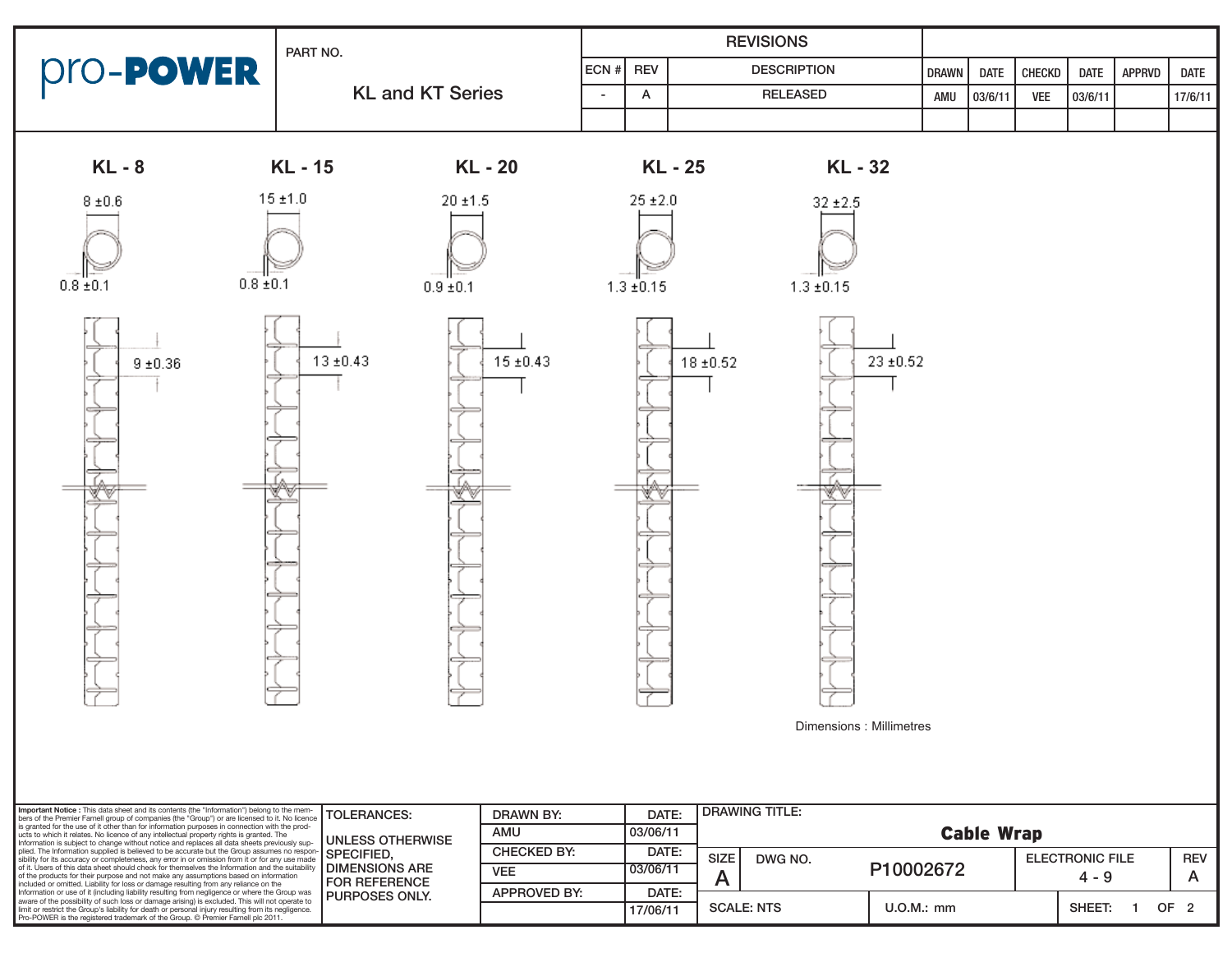pro-POWER

PART NO.

KL and KT Series

| ECN # | REV | DESCRIPTION | DRAWN | DATE | CHECKD | DATE | APPRVD | DATE |
|---|---|---|---|---|---|---|---|---|
| - | A | RELEASED | AMU | 03/6/11 | VEE | 03/6/11 | | 17/6/11 |

## KL - 8

8 ±0.6

0.8 ±0.1

9 ±0.36

## KL - 15

15 ±1.0

0.8 ±0.1

13 ±0.43

## KL - 20

20 ±1.5

0.9 ±0.1

15 ±0.43

## KL - 25

25 ±2.0

1.3 ±0.15

18 ±0.52

## KL - 32

32 ±2.5

1.3 ±0.15

23 ±0.52

Dimensions : Millimetres

**Important Notice :** This data sheet and its contents (the "Information") belong to the members of the Premier Farnell group of companies (the "Group") or are licensed to it. No licence is granted for the use of it other than for information purposes in connection with the products to which it relates. No licence of any intellectual property rights is granted. The Information is subject to change without notice and replaces all data sheets previously supplied. The Information supplied is believed to be accurate but the Group assumes no responsibility for its accuracy or completeness, any error in or omission from it or for any use made of it. Users of this data sheet should check for themselves the Information and the suitability of the products for their purpose and not make any assumptions based on information included or omitted. Liability for loss or damage resulting from any reliance on the Information or use of it (including liability resulting from negligence or where the Group was aware of the possibility of such loss or damage arising) is excluded. This will not operate to limit or restrict the Group's liability for death or personal injury resulting from its negligence. Pro-POWER is the registered trademark of the Group. © Premier Farnell plc 2011.

TOLERANCES:

UNLESS OTHERWISE SPECIFIED, DIMENSIONS ARE FOR REFERENCE PURPOSES ONLY.

| | DATE: |
|---|---|
| DRAWN BY: AMU | 03/06/11 |
| CHECKED BY: VEE | 03/06/11 |
| APPROVED BY: | 17/06/11 |

DRAWING TITLE: **Cable Wrap**

| SIZE | DWG NO. | ELECTRONIC FILE | REV |
|---|---|---|---|
| A | P10002672 | 4 - 9 | A |

SCALE: NTS | U.O.M.: mm | SHEET: 1 OF 2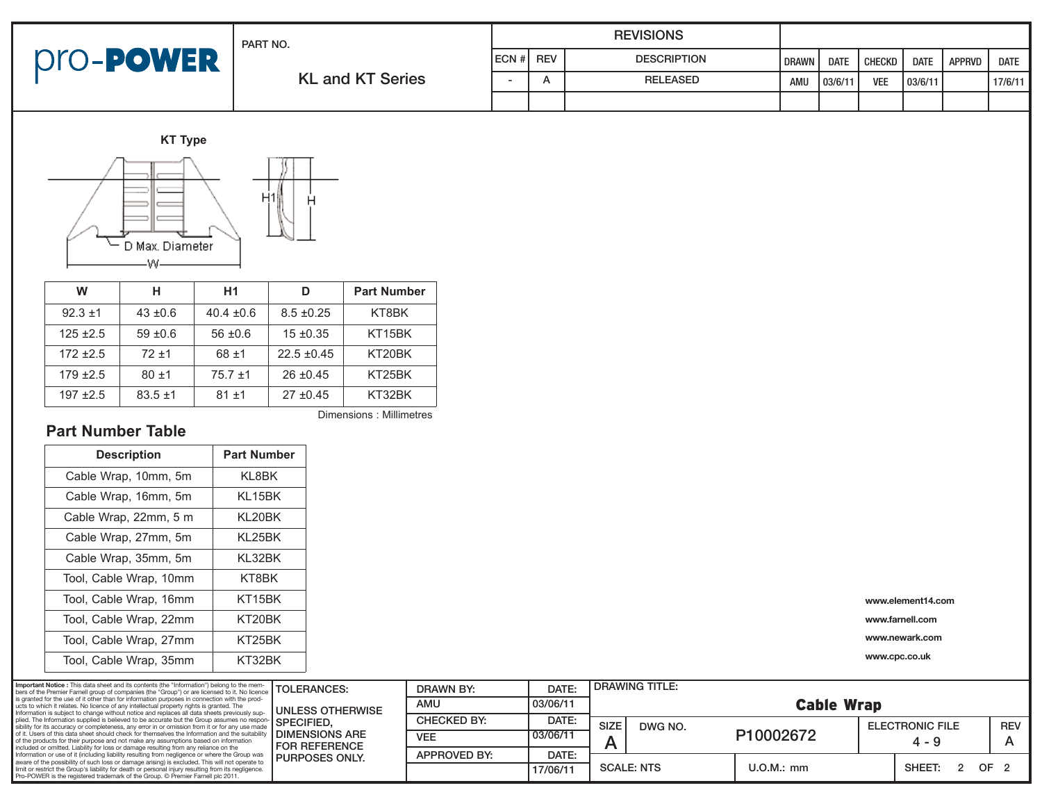pro-POWER

PART NO.

KL and KT Series

| REVISIONS | | | | | | | |
| --- | --- | --- | --- | --- | --- | --- | --- |
| ECN # | REV | DESCRIPTION | DRAWN | DATE | CHECKD | DATE | APPRVD | DATE |
| - | A | RELEASED | AMU | 03/6/11 | VEE | 03/6/11 | | 17/6/11 |

## KT Type

D Max. Diameter

W

H1

H

| W | H | H1 | D | Part Number |
| --- | --- | --- | --- | --- |
| 92.3 ±1 | 43 ±0.6 | 40.4 ±0.6 | 8.5 ±0.25 | KT8BK |
| 125 ±2.5 | 59 ±0.6 | 56 ±0.6 | 15 ±0.35 | KT15BK |
| 172 ±2.5 | 72 ±1 | 68 ±1 | 22.5 ±0.45 | KT20BK |
| 179 ±2.5 | 80 ±1 | 75.7 ±1 | 26 ±0.45 | KT25BK |
| 197 ±2.5 | 83.5 ±1 | 81 ±1 | 27 ±0.45 | KT32BK |

Dimensions : Millimetres

## Part Number Table

| Description | Part Number |
| --- | --- |
| Cable Wrap, 10mm, 5m | KL8BK |
| Cable Wrap, 16mm, 5m | KL15BK |
| Cable Wrap, 22mm, 5 m | KL20BK |
| Cable Wrap, 27mm, 5m | KL25BK |
| Cable Wrap, 35mm, 5m | KL32BK |
| Tool, Cable Wrap, 10mm | KT8BK |
| Tool, Cable Wrap, 16mm | KT15BK |
| Tool, Cable Wrap, 22mm | KT20BK |
| Tool, Cable Wrap, 27mm | KT25BK |
| Tool, Cable Wrap, 35mm | KT32BK |

www.element14.com
www.farnell.com
www.newark.com
www.cpc.co.uk

**Important Notice :** This data sheet and its contents (the "Information") belong to the members of the Premier Farnell group of companies (the "Group") or are licensed to it. No licence is granted for the use of it other than for information purposes in connection with the products to which it relates. No licence of any intellectual property rights is granted. The Information is subject to change without notice and replaces all data sheets previously supplied. The Information supplied is believed to be accurate but the Group assumes no responsibility for its accuracy or completeness, any error in or omission from it or for any use made of it. Users of this data sheet should check for themselves the Information and the suitability of the products for their purpose and not make any assumptions based on information included or omitted. Liability for loss or damage resulting from any reliance on the Information or use of it (including liability resulting from negligence or where the Group was aware of the possibility of such loss or damage arising) is excluded. This will not operate to limit or restrict the Group's liability for death or personal injury resulting from its negligence. Pro-POWER is the registered trademark of the Group. © Premier Farnell plc 2011.

TOLERANCES:

UNLESS OTHERWISE SPECIFIED, DIMENSIONS ARE FOR REFERENCE PURPOSES ONLY.

| | |
| --- | --- |
| DRAWN BY: | DATE: |
| AMU | 03/06/11 |
| CHECKED BY: | DATE: |
| VEE | 03/06/11 |
| APPROVED BY: | DATE: |
| | 17/06/11 |

DRAWING TITLE: **Cable Wrap**

| SIZE | DWG NO. | | ELECTRONIC FILE | REV |
| --- | --- | --- | --- | --- |
| A | | P10002672 | 4 - 9 | A |
| SCALE: NTS | | U.O.M.: mm | SHEET: 2 OF 2 | |